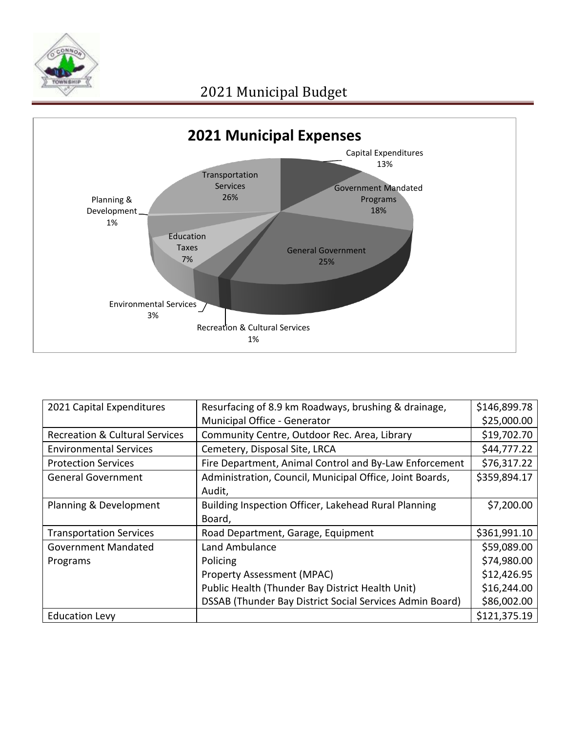# 2021 Municipal Budget

## 2021 Municipal Expenses

Capital Expenditures 13%

Government Mandated Programs 18%

General Government 25%

Recreation & Cultural Services 1%

Environmental Services 3%

Education Taxes 7%

Planning & Development 1%

Transportation Services 26%

| 2021 Capital Expenditures | Resurfacing of 8.9 km Roadways, brushing & drainage, | $146,899.78 |
|---|---|---|
| | Municipal Office - Generator | $25,000.00 |
| Recreation & Cultural Services | Community Centre, Outdoor Rec. Area, Library | $19,702.70 |
| Environmental Services | Cemetery, Disposal Site, LRCA | $44,777.22 |
| Protection Services | Fire Department, Animal Control and By-Law Enforcement | $76,317.22 |
| General Government | Administration, Council, Municipal Office, Joint Boards, Audit, | $359,894.17 |
| Planning & Development | Building Inspection Officer, Lakehead Rural Planning Board, | $7,200.00 |
| Transportation Services | Road Department, Garage, Equipment | $361,991.10 |
| Government Mandated Programs | Land Ambulance | $59,089.00 |
| | Policing | $74,980.00 |
| | Property Assessment (MPAC) | $12,426.95 |
| | Public Health (Thunder Bay District Health Unit) | $16,244.00 |
| | DSSAB (Thunder Bay District Social Services Admin Board) | $86,002.00 |
| Education Levy | | $121,375.19 |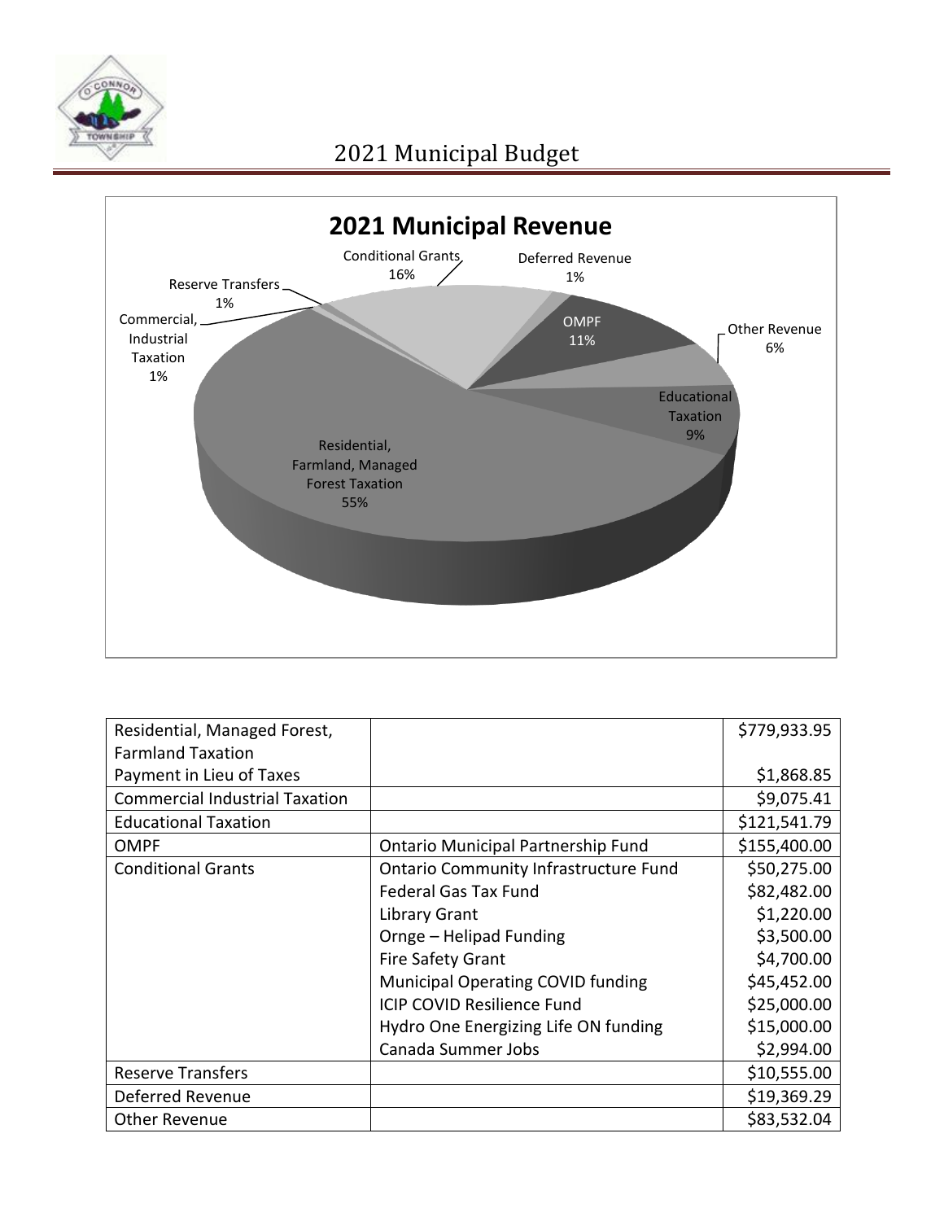# 2021 Municipal Budget

## 2021 Municipal Revenue

| | | |
|---|---|---|
| Residential, Managed Forest, Farmland Taxation | | $779,933.95 |
| Payment in Lieu of Taxes | | $1,868.85 |
| Commercial Industrial Taxation | | $9,075.41 |
| Educational Taxation | | $121,541.79 |
| OMPF | Ontario Municipal Partnership Fund | $155,400.00 |
| Conditional Grants | Ontario Community Infrastructure Fund | $50,275.00 |
| | Federal Gas Tax Fund | $82,482.00 |
| | Library Grant | $1,220.00 |
| | Ornge – Helipad Funding | $3,500.00 |
| | Fire Safety Grant | $4,700.00 |
| | Municipal Operating COVID funding | $45,452.00 |
| | ICIP COVID Resilience Fund | $25,000.00 |
| | Hydro One Energizing Life ON funding | $15,000.00 |
| | Canada Summer Jobs | $2,994.00 |
| Reserve Transfers | | $10,555.00 |
| Deferred Revenue | | $19,369.29 |
| Other Revenue | | $83,532.04 |